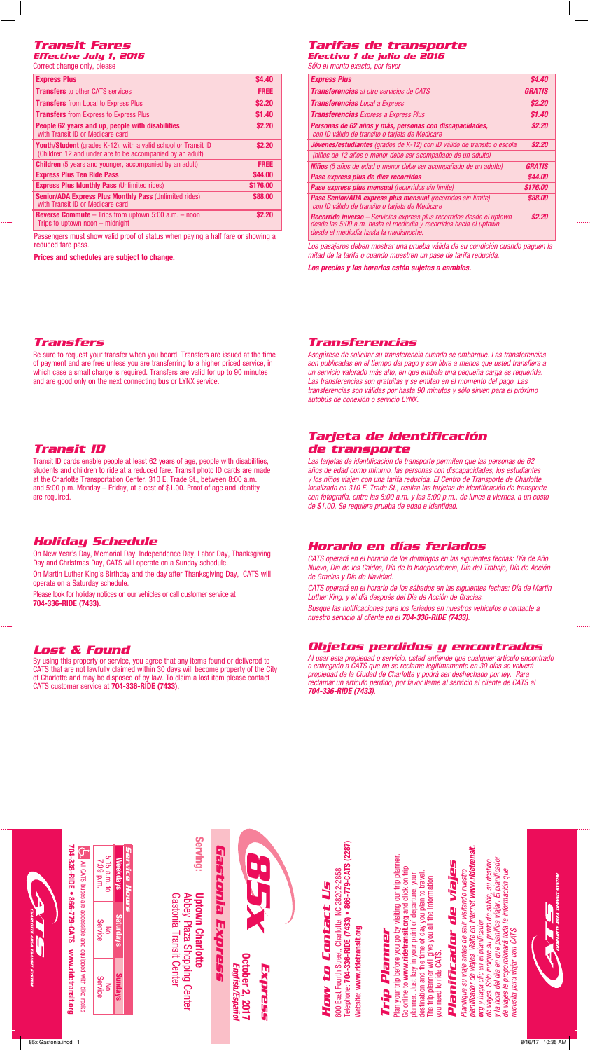# Transit Fares

### Effective July 1, 2016

Correct change only, please

| Express Plus | $4.40 |
|---|---|
| **Transfers** to other CATS services | **FREE** |
| **Transfers** from Local to Express Plus | $2.20 |
| **Transfers** from Express to Express Plus | $1.40 |
| **People 62 years and up, people with disabilities** with Transit ID or Medicare card | $2.20 |
| **Youth/Student** (grades K-12), with a valid school or Transit ID (Children 12 and under are to be accompanied by an adult) | $2.20 |
| **Children** (5 years and younger, accompanied by an adult) | **FREE** |
| **Express Plus Ten Ride Pass** | $44.00 |
| **Express Plus Monthly Pass** (Unlimited rides) | $176.00 |
| **Senior/ADA Express Plus Monthly Pass** (Unlimited rides) with Transit ID or Medicare card | $88.00 |
| **Reverse Commute** – Trips from uptown 5:00 a.m. – noon Trips to uptown noon – midnight | $2.20 |

Passengers must show valid proof of status when paying a half fare or showing a reduced fare pass.

**Prices and schedules are subject to change.**

## Transfers

Be sure to request your transfer when you board. Transfers are issued at the time of payment and are free unless you are transferring to a higher priced service, in which case a small charge is required. Transfers are valid for up to 90 minutes and are good only on the next connecting bus or LYNX service.

## Transit ID

Transit ID cards enable people at least 62 years of age, people with disabilities, students and children to ride at a reduced fare. Transit photo ID cards are made at the Charlotte Transportation Center, 310 E. Trade St., between 8:00 a.m. and 5:00 p.m. Monday – Friday, at a cost of $1.00. Proof of age and identity are required.

## Holiday Schedule

On New Year's Day, Memorial Day, Independence Day, Labor Day, Thanksgiving Day and Christmas Day, CATS will operate on a Sunday schedule.

On Martin Luther King's Birthday and the day after Thanksgiving Day, CATS will operate on a Saturday schedule.

Please look for holiday notices on our vehicles or call customer service at **704-336-RIDE (7433)**.

## Lost & Found

By using this property or service, you agree that any items found or delivered to CATS that are not lawfully claimed within 30 days will become property of the City of Charlotte and may be disposed of by law. To claim a lost item please contact CATS customer service at **704-336-RIDE (7433)**.

# Tarifas de transporte

### Efectivo 1 de julio de 2016

*Sólo el monto exacto, por favor*

| *Express Plus* | *$4.40* |
|---|---|
| ***Transferencias*** *al otro servicios de CATS* | ***GRATIS*** |
| ***Transferencias*** *Local a Express* | *$2.20* |
| ***Transferencias*** *Express a Express Plus* | *$1.40* |
| ***Personas de 62 años y más, personas con discapacidades,*** *con ID válido de transito o tarjeta de Medicare* | *$2.20* |
| ***Jóvenes/estudiantes*** *(grados de K-12) con ID válido de transito o escola* *(niños de 12 años o menor debe ser acompañado de un adulto)* | *$2.20* |
| ***Niños*** *(5 años de edad o menor debe ser acompañado de un adulto)* | ***GRATIS*** |
| ***Pase express plus de diez recorridos*** | *$44.00* |
| ***Pase express plus mensual*** *(recorridos sin límite)* | *$176.00* |
| ***Pase Senior/ADA express plus mensual*** *(recorridos sin límite) con ID válido de transito o tarjeta de Medicare* | *$88.00* |
| ***Recorrido inverso*** *– Servicios express plus recorridos desde el uptown desde las 5:00 a.m. hasta el mediodía y recorridos hacia el uptown desde el mediodía hasta la medianoche.* | *$2.20* |

*Los pasajeros deben mostrar una prueba válida de su condición cuando paguen la mitad de la tarifa o cuando muestren un pase de tarifa reducida.*

***Los precios y los horarios están sujetos a cambios.***

## Transferencias

*Asegúrese de solicitar su transferencia cuando se embarque. Las transferencias son publicadas en el tiempo del pago y son libre a menos que usted transfiera a un servicio valorado más alto, en que embala una pequeña carga es requerida. Las transferencias son gratuitas y se emiten en el momento del pago. Las transferencias son válidas por hasta 90 minutos y sólo sirven para el próximo autobús de conexión o servicio LYNX.*

## Tarjeta de identificación de transporte

*Las tarjetas de identificación de transporte permiten que las personas de 62 años de edad como mínimo, las personas con discapacidades, los estudiantes y los niños viajen con una tarifa reducida. El Centro de Transporte de Charlotte, localizado en 310 E. Trade St., realiza las tarjetas de identificación de transporte con fotografía, entre las 8:00 a.m. y las 5:00 p.m., de lunes a viernes, a un costo de $1.00. Se requiere prueba de edad e identidad.*

## Horario en días feriados

*CATS operará en el horario de los domingos en las siguientes fechas: Día de Año Nuevo, Día de los Caídos, Día de la Independencia, Día del Trabajo, Día de Acción de Gracias y Día de Navidad.*

*CATS operará en el horario de los sábados en las siguientes fechas: Día de Martin Luther King, y el día después del Día de Acción de Gracias.*

*Busque las notificaciones para los feriados en nuestros vehículos o contacte a nuestro servicio al cliente en el **704-336-RIDE (7433)**.*

## Objetos perdidos y encontrados

*Al usar esta propiedad o servicio, usted entiende que cualquier artículo encontrado o entregado a CATS que no se reclame legítimamente en 30 días se volverá propiedad de la Ciudad de Charlotte y podrá ser deshechado por ley. Para reclamar un artículo perdido, por favor llame al servicio al cliente de CATS al **704-336-RIDE (7433)**.*

## Service Hours

| Weekdays | Saturdays | Sundays |
|---|---|---|
| 5:15 a.m. to 7:09 p.m. | No Service | No Service |

All CATS buses are accessible and equipped with bike racks

**704-336-RIDE • 866-779-CATS www.ridetransit.org**

# 85X Express

**October 2, 2017**

*English/Español*

## Gastonia Express

**Serving:**

**Uptown Charlotte**
Abbey Plaza Shopping Center
Gastonia Transit Center

## How to Contact Us

600 East Fourth Street, Charlotte, NC 28202-2858
Telephone: **704-336-RIDE (7433) • 866-779-CATS (2287)**
Website: **www.ridetransit.org**

## Trip Planner

Plan your trip before you go by visiting our trip planner. Go online to **www.ridetransit.org** and click on trip planner. Just key in your point of departure, your destination and the time of day you plan to travel. The trip planner will give you all the information you need to ride CATS.

## Planificador de viajes

*Planifique su viaje antes de salir visitando nuestro planificador de viajes. Visite en internet **www.ridetransit.org** y haga clic en el planificador de viajes. Sólo indique su punto de salida, su destino y la hora del día en que planifica viajar. El planificador de viajes le proporcionará toda la información que necesita para viajar con CATS.*

CATS — Charlotte Area Transit System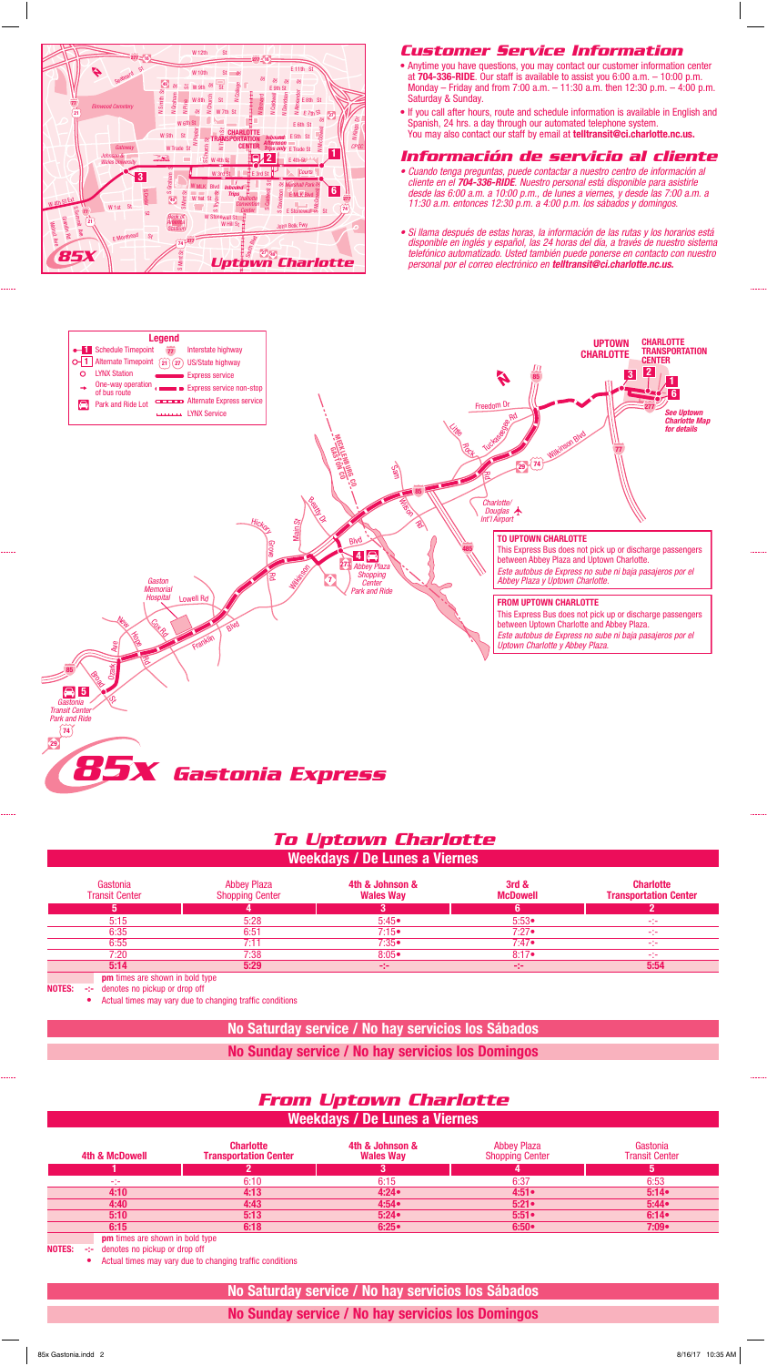## Customer Service Information

- Anytime you have questions, you may contact our customer information center at **704-336-RIDE**. Our staff is available to assist you from 6:00 a.m. – 10:00 p.m. Monday – Friday and from 7:00 a.m. – 11:30 a.m. then 12:30 p.m. – 4:00 p.m. Saturday & Sunday.
- If you call after hours, route and schedule information is available in English and Spanish, 24 hrs. a day through our automated telephone system. You may also contact our staff by email at **telltransit@ci.charlotte.nc.us.**

## Información de servicio al cliente

- *Cuando tenga preguntas, puede contactar a nuestro centro de información al cliente en el **704-336-RIDE**. Nuestro personal está disponible para asistirle desde las 6:00 a.m. a 10:00 p.m., de lunes a viernes, y desde las 7:00 a.m. a 11:30 a.m. entonces 12:30 p.m. a 4:00 p.m. los sábados y domingos.*
- *Si llama después de estas horas, la información de las rutas y los horarios está disponible en inglés y español, las 24 horas del día, a través de nuestro sistema telefónico automatizado. Usted también puede ponerse en contacto con nuestro personal por el correo electrónico en **telltransit@ci.charlotte.nc.us.***

**Legend**
1 Schedule Timepoint
1 Alternate Timepoint
LYNX Station
One-way operation of bus route
Park and Ride Lot
Interstate highway
US/State highway
Express service
Express service non-stop
Alternate Express service
LYNX Service

UPTOWN CHARLOTTE
CHARLOTTE TRANSPORTATION CENTER
See Uptown Charlotte Map for details

**TO UPTOWN CHARLOTTE**
This Express Bus does not pick up or discharge passengers between Abbey Plaza and Uptown Charlotte.
*Este autobus de Expreso no sube ni baja pasajeros por el Abbey Plaza y Uptown Charlotte.*

**FROM UPTOWN CHARLOTTE**
This Express Bus does not pick up or discharge passengers between Uptown Charlotte and Abbey Plaza.
*Este autobus de Expreso no sube ni baja pasajeros por el Uptown Charlotte y Abbey Plaza.*

# 85x Gastonia Express

## To Uptown Charlotte

**Weekdays / De Lunes a Viernes**

| Gastonia Transit Center | Abbey Plaza Shopping Center | 4th & Johnson & Wales Way | 3rd & McDowell | Charlotte Transportation Center |
|---|---|---|---|---|
| 5 | 4 | 3 | 6 | 2 |
| 5:15 | 5:28 | 5:45• | 5:53• | -:- |
| 6:35 | 6:51 | 7:15• | 7:27• | -:- |
| 6:55 | 7:11 | 7:35• | 7:47• | -:- |
| 7:20 | 7:38 | 8:05• | 8:17• | -:- |
| **5:14** | **5:29** | -:- | -:- | **5:54** |

**pm** times are shown in bold type

NOTES: -:- denotes no pickup or drop off
• Actual times may vary due to changing traffic conditions

**No Saturday service / No hay servicios los Sábados**

**No Sunday service / No hay servicios los Domingos**

## From Uptown Charlotte

**Weekdays / De Lunes a Viernes**

| 4th & McDowell | Charlotte Transportation Center | 4th & Johnson & Wales Way | Abbey Plaza Shopping Center | Gastonia Transit Center |
|---|---|---|---|---|
| 1 | 2 | 3 | 4 | 5 |
| -:- | 6:10 | 6:15 | 6:37 | 6:53 |
| **4:10** | **4:13** | **4:24•** | **4:51•** | **5:14•** |
| **4:40** | **4:43** | **4:54•** | **5:21•** | **5:44•** |
| **5:10** | **5:13** | **5:24•** | **5:51•** | **6:14•** |
| **6:15** | **6:18** | **6:25•** | **6:50•** | **7:09•** |

**pm** times are shown in bold type

NOTES: -:- denotes no pickup or drop off
• Actual times may vary due to changing traffic conditions

**No Saturday service / No hay servicios los Sábados**

**No Sunday service / No hay servicios los Domingos**